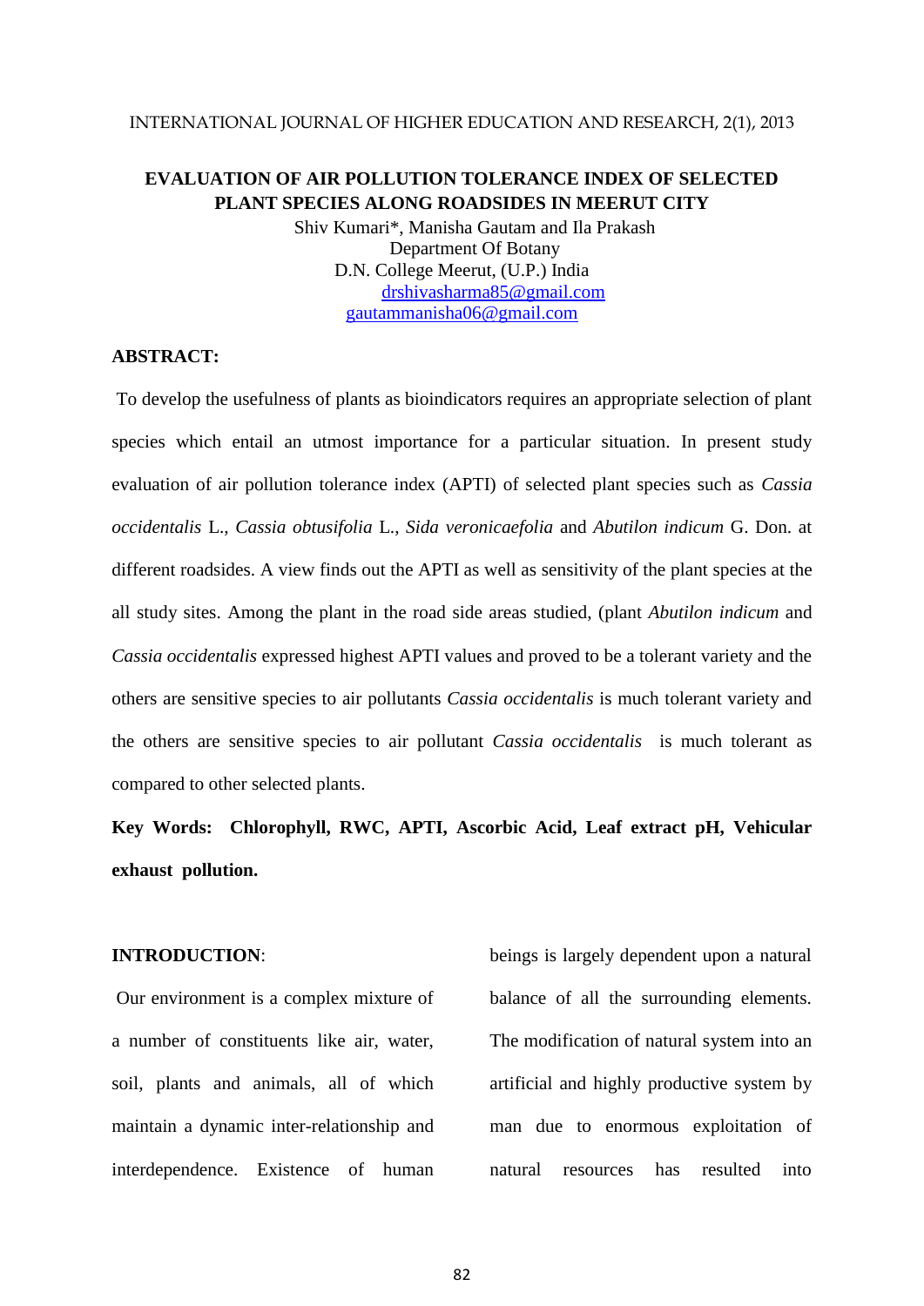# EVALUATION OF AIR POLLUTION TOLERANCE INDEX OF SELECTED PLANT SPECIES ALONG ROADSIDES IN MEERUT CITY

Shiv Kumari*, Manisha Gautam and Ila Prakash
Department Of Botany
D.N. College Meerut, (U.P.) India
drshivasharma85@gmail.com
gautammanisha06@gmail.com

## ABSTRACT:

To develop the usefulness of plants as bioindicators requires an appropriate selection of plant species which entail an utmost importance for a particular situation. In present study evaluation of air pollution tolerance index (APTI) of selected plant species such as *Cassia occidentalis* L., *Cassia obtusifolia* L., *Sida veronicaefolia* and *Abutilon indicum* G. Don. at different roadsides. A view finds out the APTI as well as sensitivity of the plant species at the all study sites. Among the plant in the road side areas studied, (plant *Abutilon indicum* and *Cassia occidentalis* expressed highest APTI values and proved to be a tolerant variety and the others are sensitive species to air pollutants *Cassia occidentalis* is much tolerant variety and the others are sensitive species to air pollutant *Cassia occidentalis* is much tolerant as compared to other selected plants.

**Key Words: Chlorophyll, RWC, APTI, Ascorbic Acid, Leaf extract pH, Vehicular exhaust pollution.**

## INTRODUCTION:

Our environment is a complex mixture of a number of constituents like air, water, soil, plants and animals, all of which maintain a dynamic inter-relationship and interdependence. Existence of human beings is largely dependent upon a natural balance of all the surrounding elements. The modification of natural system into an artificial and highly productive system by man due to enormous exploitation of natural resources has resulted into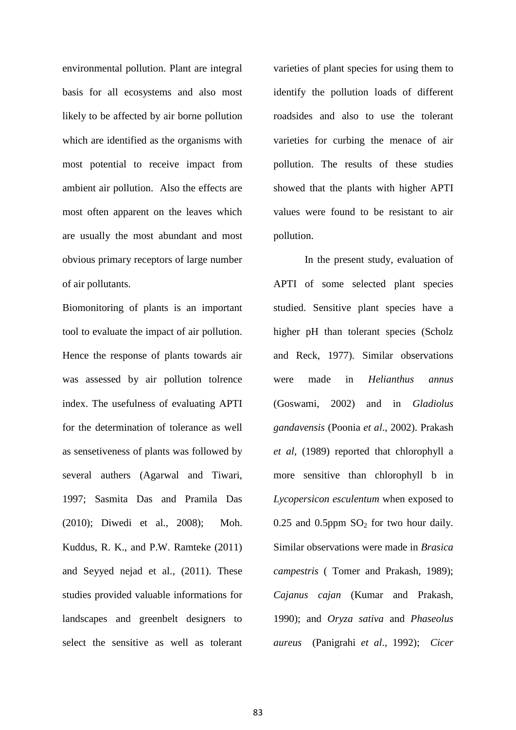environmental pollution. Plant are integral basis for all ecosystems and also most likely to be affected by air borne pollution which are identified as the organisms with most potential to receive impact from ambient air pollution. Also the effects are most often apparent on the leaves which are usually the most abundant and most obvious primary receptors of large number of air pollutants.

Biomonitoring of plants is an important tool to evaluate the impact of air pollution. Hence the response of plants towards air was assessed by air pollution tolrence index. The usefulness of evaluating APTI for the determination of tolerance as well as sensetiveness of plants was followed by several authers (Agarwal and Tiwari, 1997; Sasmita Das and Pramila Das (2010); Diwedi et al., 2008); Moh. Kuddus, R. K., and P.W. Ramteke (2011) and Seyyed nejad et al., (2011). These studies provided valuable informations for landscapes and greenbelt designers to select the sensitive as well as tolerant varieties of plant species for using them to identify the pollution loads of different roadsides and also to use the tolerant varieties for curbing the menace of air pollution. The results of these studies showed that the plants with higher APTI values were found to be resistant to air pollution.

In the present study, evaluation of APTI of some selected plant species studied. Sensitive plant species have a higher pH than tolerant species (Scholz and Reck, 1977). Similar observations were made in *Helianthus annus* (Goswami, 2002) and in *Gladiolus gandavensis* (Poonia *et al*., 2002). Prakash *et al*, (1989) reported that chlorophyll a more sensitive than chlorophyll b in *Lycopersicon esculentum* when exposed to 0.25 and 0.5ppm $SO_2$ for two hour daily. Similar observations were made in *Brasica campestris* ( Tomer and Prakash, 1989); *Cajanus cajan* (Kumar and Prakash, 1990); and *Oryza sativa* and *Phaseolus aureus* (Panigrahi *et al*., 1992); *Cicer*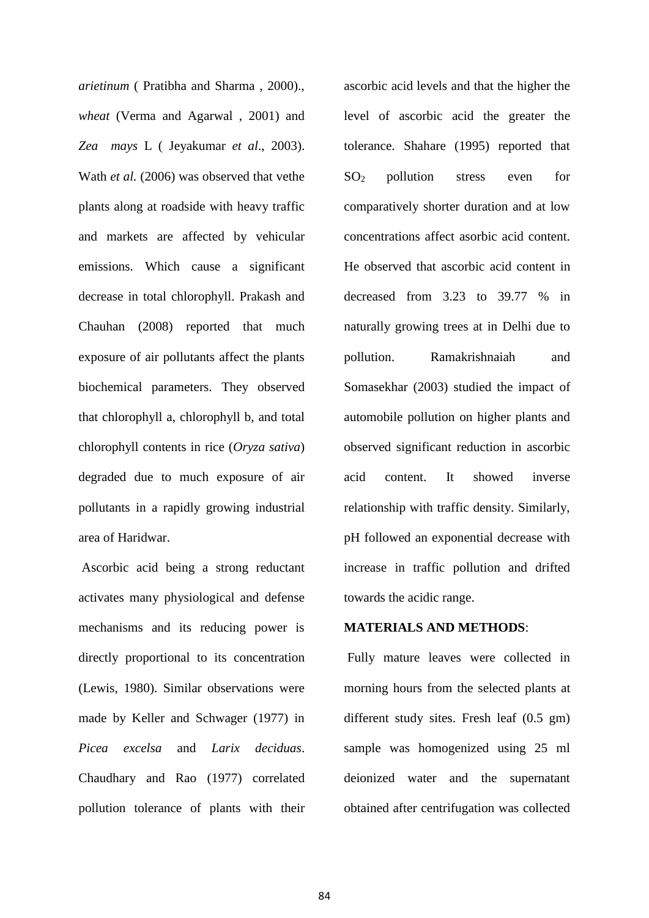*arietinum* ( Pratibha and Sharma , 2000)., *wheat* (Verma and Agarwal , 2001) and *Zea mays* L ( Jeyakumar *et al*., 2003). Wath *et al.* (2006) was observed that vethe plants along at roadside with heavy traffic and markets are affected by vehicular emissions. Which cause a significant decrease in total chlorophyll. Prakash and Chauhan (2008) reported that much exposure of air pollutants affect the plants biochemical parameters. They observed that chlorophyll a, chlorophyll b, and total chlorophyll contents in rice (*Oryza sativa*) degraded due to much exposure of air pollutants in a rapidly growing industrial area of Haridwar.

Ascorbic acid being a strong reductant activates many physiological and defense mechanisms and its reducing power is directly proportional to its concentration (Lewis, 1980). Similar observations were made by Keller and Schwager (1977) in *Picea excelsa* and *Larix deciduas*. Chaudhary and Rao (1977) correlated pollution tolerance of plants with their ascorbic acid levels and that the higher the level of ascorbic acid the greater the tolerance. Shahare (1995) reported that $SO_2$ pollution stress even for comparatively shorter duration and at low concentrations affect asorbic acid content. He observed that ascorbic acid content in decreased from 3.23 to 39.77 % in naturally growing trees at in Delhi due to pollution. Ramakrishnaiah and Somasekhar (2003) studied the impact of automobile pollution on higher plants and observed significant reduction in ascorbic acid content. It showed inverse relationship with traffic density. Similarly, pH followed an exponential decrease with increase in traffic pollution and drifted towards the acidic range.

**MATERIALS AND METHODS**:

Fully mature leaves were collected in morning hours from the selected plants at different study sites. Fresh leaf (0.5 gm) sample was homogenized using 25 ml deionized water and the supernatant obtained after centrifugation was collected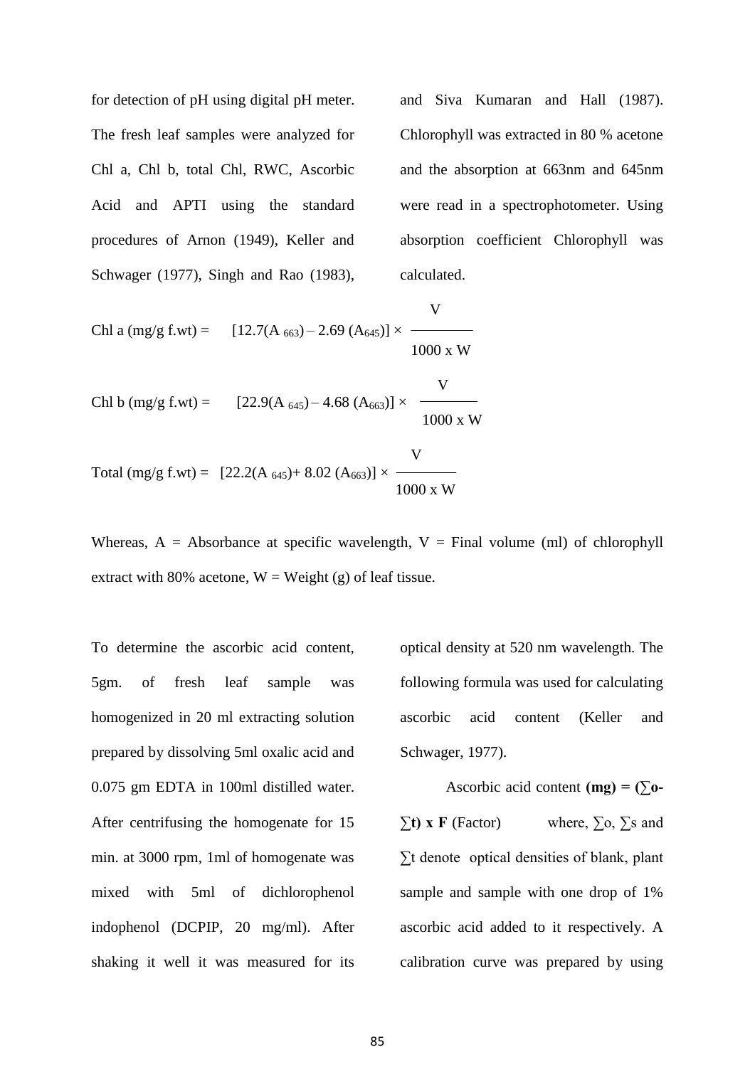for detection of pH using digital pH meter. The fresh leaf samples were analyzed for Chl a, Chl b, total Chl, RWC, Ascorbic Acid and APTI using the standard procedures of Arnon (1949), Keller and Schwager (1977), Singh and Rao (1983), and Siva Kumaran and Hall (1987). Chlorophyll was extracted in 80 % acetone and the absorption at 663nm and 645nm were read in a spectrophotometer. Using absorption coefficient Chlorophyll was calculated.

$$\text{Chl a (mg/g f.wt)} = [12.7(A_{663}) - 2.69\,(A_{645})] \times \frac{V}{1000 \times W}$$

$$\text{Chl b (mg/g f.wt)} = [22.9(A_{645}) - 4.68\,(A_{663})] \times \frac{V}{1000 \times W}$$

$$\text{Total (mg/g f.wt)} = [22.2(A_{645}) + 8.02\,(A_{663})] \times \frac{V}{1000 \times W}$$

Whereas, A = Absorbance at specific wavelength, V = Final volume (ml) of chlorophyll extract with 80% acetone, W = Weight (g) of leaf tissue.

To determine the ascorbic acid content, 5gm. of fresh leaf sample was homogenized in 20 ml extracting solution prepared by dissolving 5ml oxalic acid and 0.075 gm EDTA in 100ml distilled water. After centrifusing the homogenate for 15 min. at 3000 rpm, 1ml of homogenate was mixed with 5ml of dichlorophenol indophenol (DCPIP, 20 mg/ml). After shaking it well it was measured for its optical density at 520 nm wavelength. The following formula was used for calculating ascorbic acid content (Keller and Schwager, 1977).

Ascorbic acid content **(mg) = (∑o-∑t) x F** (Factor) where, ∑o, ∑s and ∑t denote optical densities of blank, plant sample and sample with one drop of 1% ascorbic acid added to it respectively. A calibration curve was prepared by using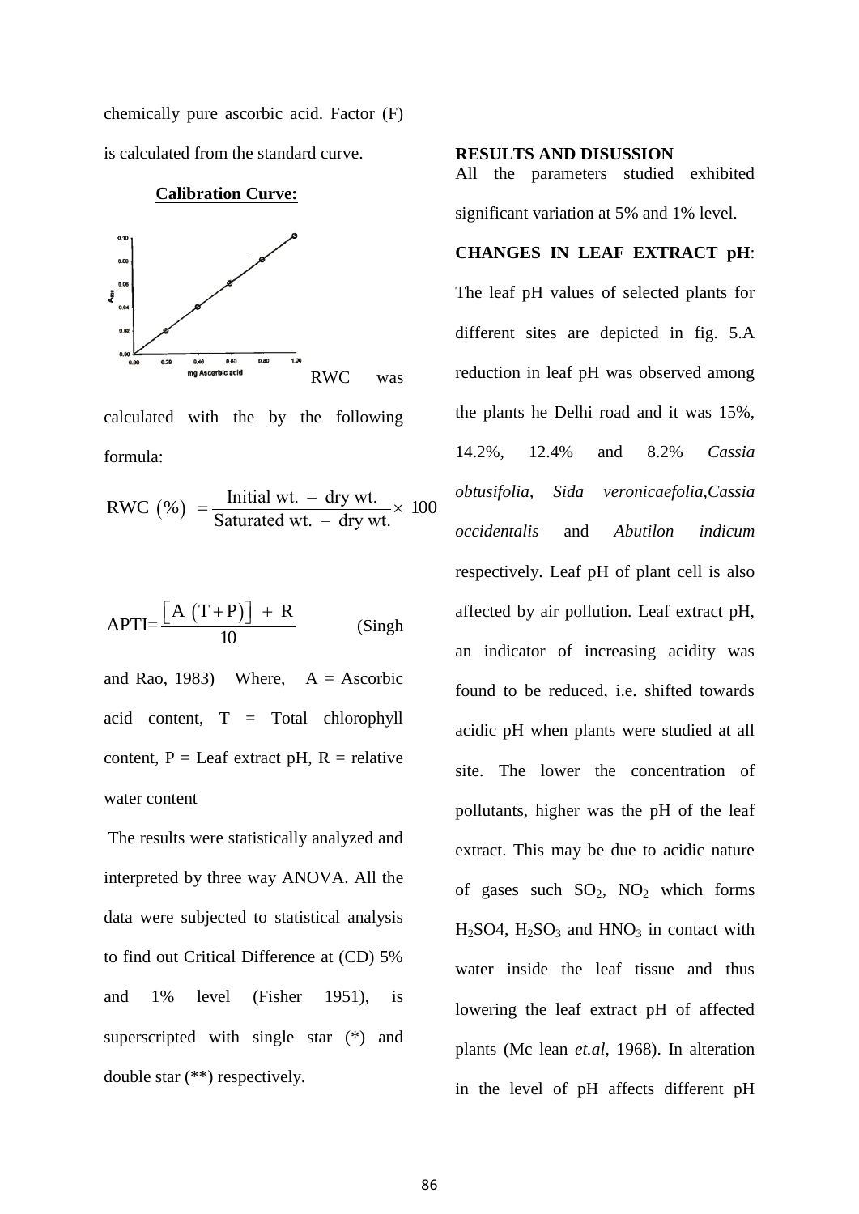chemically pure ascorbic acid. Factor (F) is calculated from the standard curve.

**Calibration Curve:**

RWC was calculated with the by the following formula:

$$\text{RWC }(\%) = \frac{\text{Initial wt. } - \text{ dry wt.}}{\text{Saturated wt. } - \text{ dry wt.}} \times 100$$

$$\text{APTI} = \frac{[\text{A }(\text{T}+\text{P})] + \text{R}}{10}$$

(Singh and Rao, 1983) Where, A = Ascorbic acid content, T = Total chlorophyll content, P = Leaf extract pH, R = relative water content

The results were statistically analyzed and interpreted by three way ANOVA. All the data were subjected to statistical analysis to find out Critical Difference at (CD) 5% and 1% level (Fisher 1951), is superscripted with single star (*) and double star (**) respectively.

**RESULTS AND DISUSSION**

All the parameters studied exhibited significant variation at 5% and 1% level.

**CHANGES IN LEAF EXTRACT pH**: The leaf pH values of selected plants for different sites are depicted in fig. 5.A reduction in leaf pH was observed among the plants he Delhi road and it was 15%, 14.2%, 12.4% and 8.2% *Cassia obtusifolia*, *Sida veronicaefolia*,*Cassia occidentalis* and *Abutilon indicum* respectively. Leaf pH of plant cell is also affected by air pollution. Leaf extract pH, an indicator of increasing acidity was found to be reduced, i.e. shifted towards acidic pH when plants were studied at all site. The lower the concentration of pollutants, higher was the pH of the leaf extract. This may be due to acidic nature of gases such $SO_2$, $NO_2$ which forms $H_2SO4$, $H_2SO_3$ and $HNO_3$ in contact with water inside the leaf tissue and thus lowering the leaf extract pH of affected plants (Mc lean *et.al*, 1968). In alteration in the level of pH affects different pH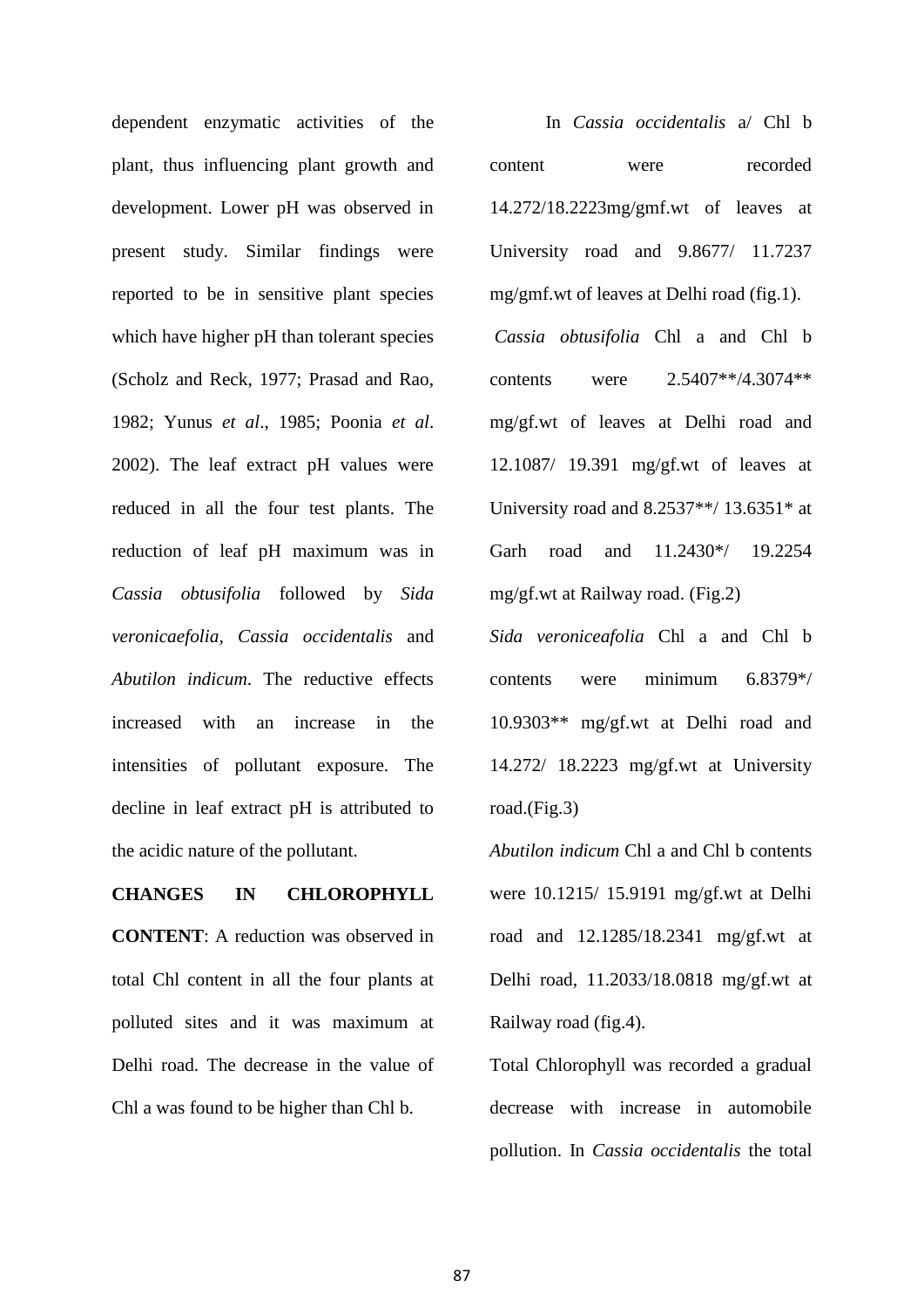dependent enzymatic activities of the plant, thus influencing plant growth and development. Lower pH was observed in present study. Similar findings were reported to be in sensitive plant species which have higher pH than tolerant species (Scholz and Reck, 1977; Prasad and Rao, 1982; Yunus *et al*., 1985; Poonia *et al*. 2002). The leaf extract pH values were reduced in all the four test plants. The reduction of leaf pH maximum was in *Cassia obtusifolia* followed by *Sida veronicaefolia*, *Cassia occidentalis* and *Abutilon indicum*. The reductive effects increased with an increase in the intensities of pollutant exposure. The decline in leaf extract pH is attributed to the acidic nature of the pollutant.

**CHANGES IN CHLOROPHYLL CONTENT**: A reduction was observed in total Chl content in all the four plants at polluted sites and it was maximum at Delhi road. The decrease in the value of Chl a was found to be higher than Chl b.

In *Cassia occidentalis* a/ Chl b content were recorded 14.272/18.2223mg/gmf.wt of leaves at University road and 9.8677/ 11.7237 mg/gmf.wt of leaves at Delhi road (fig.1).

*Cassia obtusifolia* Chl a and Chl b contents were 2.5407\*\*/4.3074\*\* mg/gf.wt of leaves at Delhi road and 12.1087/ 19.391 mg/gf.wt of leaves at University road and 8.2537\*\*/ 13.6351\* at Garh road and 11.2430\*/ 19.2254 mg/gf.wt at Railway road. (Fig.2)

*Sida veroniceafolia* Chl a and Chl b contents were minimum 6.8379\*/ 10.9303\*\* mg/gf.wt at Delhi road and 14.272/ 18.2223 mg/gf.wt at University road.(Fig.3)

*Abutilon indicum* Chl a and Chl b contents were 10.1215/ 15.9191 mg/gf.wt at Delhi road and 12.1285/18.2341 mg/gf.wt at Delhi road, 11.2033/18.0818 mg/gf.wt at Railway road (fig.4).

Total Chlorophyll was recorded a gradual decrease with increase in automobile pollution. In *Cassia occidentalis* the total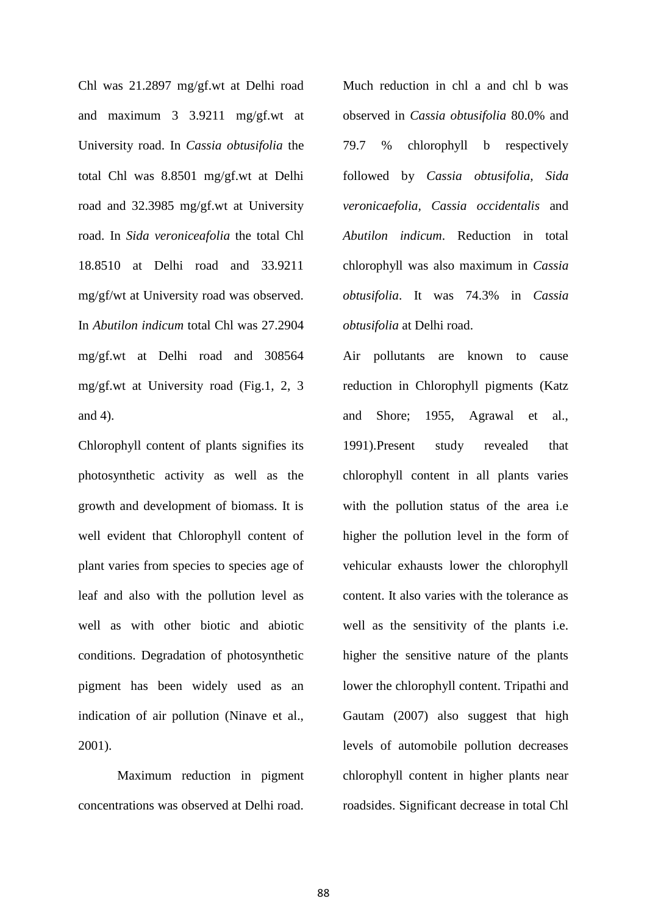Chl was 21.2897 mg/gf.wt at Delhi road and maximum 3 3.9211 mg/gf.wt at University road. In *Cassia obtusifolia* the total Chl was 8.8501 mg/gf.wt at Delhi road and 32.3985 mg/gf.wt at University road. In *Sida veroniceafolia* the total Chl 18.8510 at Delhi road and 33.9211 mg/gf/wt at University road was observed. In *Abutilon indicum* total Chl was 27.2904 mg/gf.wt at Delhi road and 308564 mg/gf.wt at University road (Fig.1, 2, 3 and 4).

Chlorophyll content of plants signifies its photosynthetic activity as well as the growth and development of biomass. It is well evident that Chlorophyll content of plant varies from species to species age of leaf and also with the pollution level as well as with other biotic and abiotic conditions. Degradation of photosynthetic pigment has been widely used as an indication of air pollution (Ninave et al., 2001).

Maximum reduction in pigment concentrations was observed at Delhi road. Much reduction in chl a and chl b was observed in *Cassia obtusifolia* 80.0% and 79.7 % chlorophyll b respectively followed by *Cassia obtusifolia, Sida veronicaefolia*, *Cassia occidentalis* and *Abutilon indicum*. Reduction in total chlorophyll was also maximum in *Cassia obtusifolia*. It was 74.3% in *Cassia obtusifolia* at Delhi road.

Air pollutants are known to cause reduction in Chlorophyll pigments (Katz and Shore; 1955, Agrawal et al., 1991).Present study revealed that chlorophyll content in all plants varies with the pollution status of the area i.e higher the pollution level in the form of vehicular exhausts lower the chlorophyll content. It also varies with the tolerance as well as the sensitivity of the plants i.e. higher the sensitive nature of the plants lower the chlorophyll content. Tripathi and Gautam (2007) also suggest that high levels of automobile pollution decreases chlorophyll content in higher plants near roadsides. Significant decrease in total Chl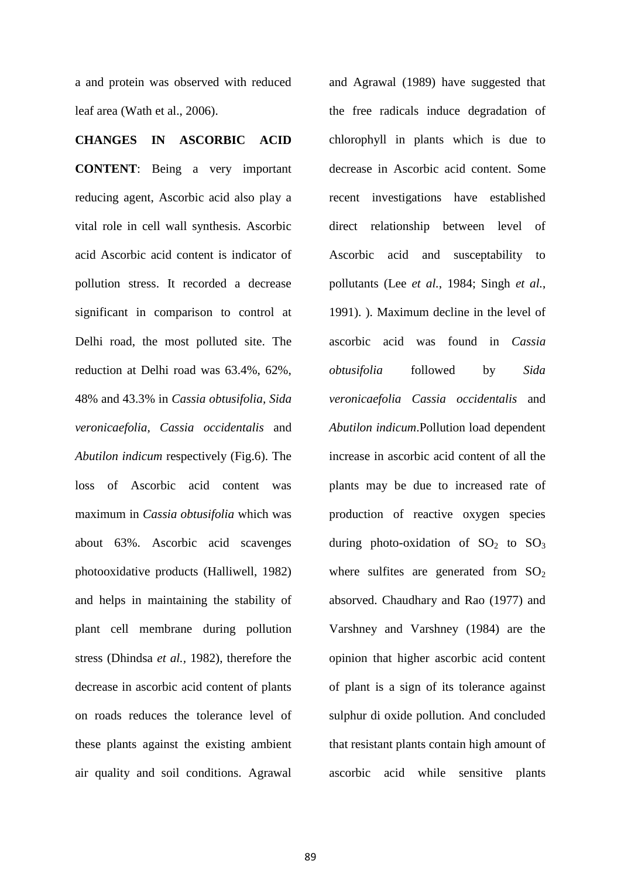a and protein was observed with reduced leaf area (Wath et al., 2006).

**CHANGES IN ASCORBIC ACID CONTENT**: Being a very important reducing agent, Ascorbic acid also play a vital role in cell wall synthesis. Ascorbic acid Ascorbic acid content is indicator of pollution stress. It recorded a decrease significant in comparison to control at Delhi road, the most polluted site. The reduction at Delhi road was 63.4%, 62%, 48% and 43.3% in *Cassia obtusifolia, Sida veronicaefolia, Cassia occidentalis* and *Abutilon indicum* respectively (Fig.6). The loss of Ascorbic acid content was maximum in *Cassia obtusifolia* which was about 63%. Ascorbic acid scavenges photooxidative products (Halliwell, 1982) and helps in maintaining the stability of plant cell membrane during pollution stress (Dhindsa *et al.,* 1982), therefore the decrease in ascorbic acid content of plants on roads reduces the tolerance level of these plants against the existing ambient air quality and soil conditions. Agrawal and Agrawal (1989) have suggested that the free radicals induce degradation of chlorophyll in plants which is due to decrease in Ascorbic acid content. Some recent investigations have established direct relationship between level of Ascorbic acid and susceptability to pollutants (Lee *et al.*, 1984; Singh *et al.*, 1991). ). Maximum decline in the level of ascorbic acid was found in *Cassia obtusifolia* followed by *Sida veronicaefolia Cassia occidentalis* and *Abutilon indicum*.Pollution load dependent increase in ascorbic acid content of all the plants may be due to increased rate of production of reactive oxygen species during photo-oxidation of $SO_2$ to $SO_3$ where sulfites are generated from $SO_2$ absorved. Chaudhary and Rao (1977) and Varshney and Varshney (1984) are the opinion that higher ascorbic acid content of plant is a sign of its tolerance against sulphur di oxide pollution. And concluded that resistant plants contain high amount of ascorbic acid while sensitive plants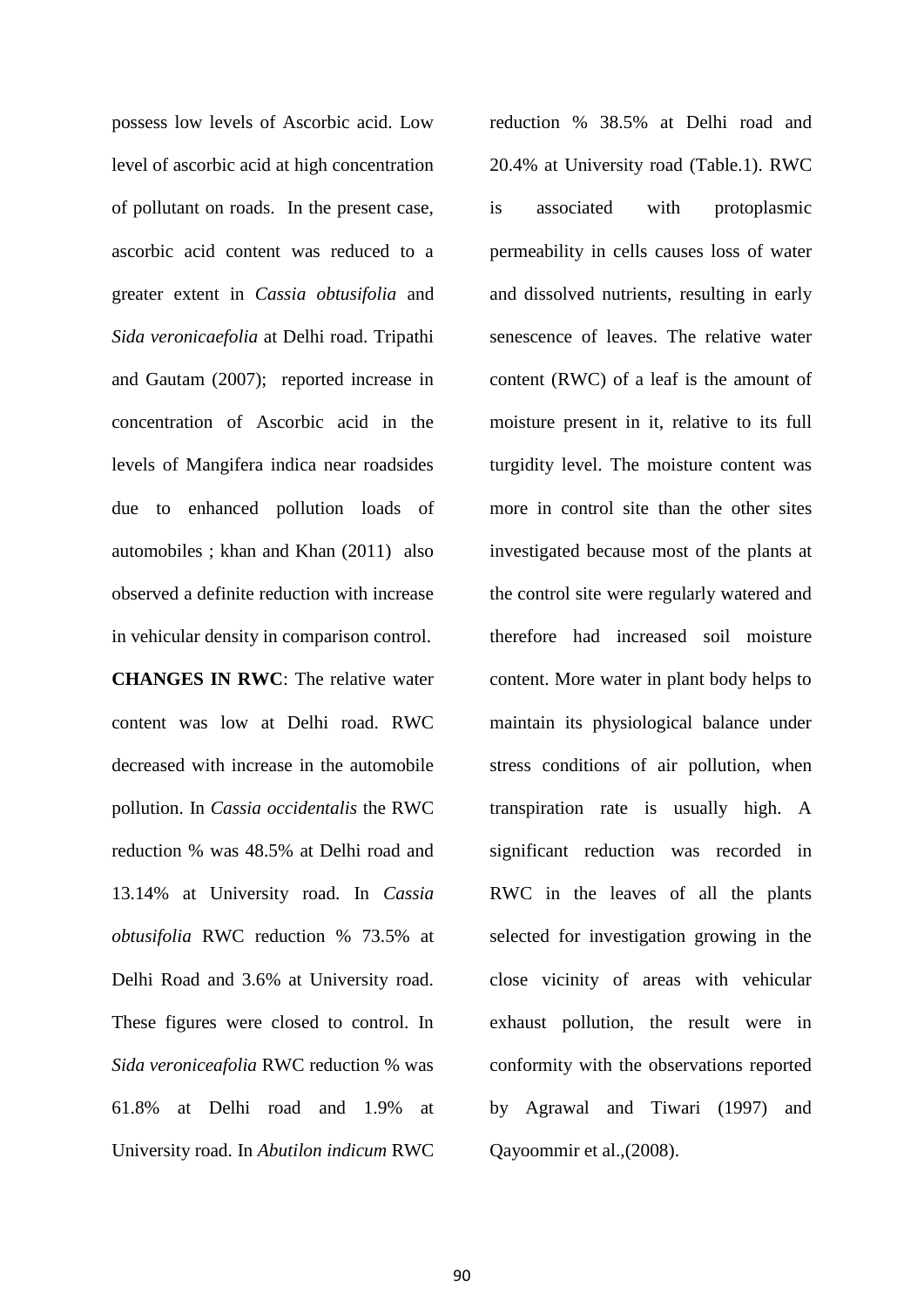possess low levels of Ascorbic acid. Low level of ascorbic acid at high concentration of pollutant on roads. In the present case, ascorbic acid content was reduced to a greater extent in *Cassia obtusifolia* and *Sida veronicaefolia* at Delhi road. Tripathi and Gautam (2007); reported increase in concentration of Ascorbic acid in the levels of Mangifera indica near roadsides due to enhanced pollution loads of automobiles ; khan and Khan (2011) also observed a definite reduction with increase in vehicular density in comparison control.

**CHANGES IN RWC**: The relative water content was low at Delhi road. RWC decreased with increase in the automobile pollution. In *Cassia occidentalis* the RWC reduction % was 48.5% at Delhi road and 13.14% at University road. In *Cassia obtusifolia* RWC reduction % 73.5% at Delhi Road and 3.6% at University road. These figures were closed to control. In *Sida veroniceafolia* RWC reduction % was 61.8% at Delhi road and 1.9% at University road. In *Abutilon indicum* RWC reduction % 38.5% at Delhi road and 20.4% at University road (Table.1). RWC is associated with protoplasmic permeability in cells causes loss of water and dissolved nutrients, resulting in early senescence of leaves. The relative water content (RWC) of a leaf is the amount of moisture present in it, relative to its full turgidity level. The moisture content was more in control site than the other sites investigated because most of the plants at the control site were regularly watered and therefore had increased soil moisture content. More water in plant body helps to maintain its physiological balance under stress conditions of air pollution, when transpiration rate is usually high. A significant reduction was recorded in RWC in the leaves of all the plants selected for investigation growing in the close vicinity of areas with vehicular exhaust pollution, the result were in conformity with the observations reported by Agrawal and Tiwari (1997) and Qayoommir et al.,(2008).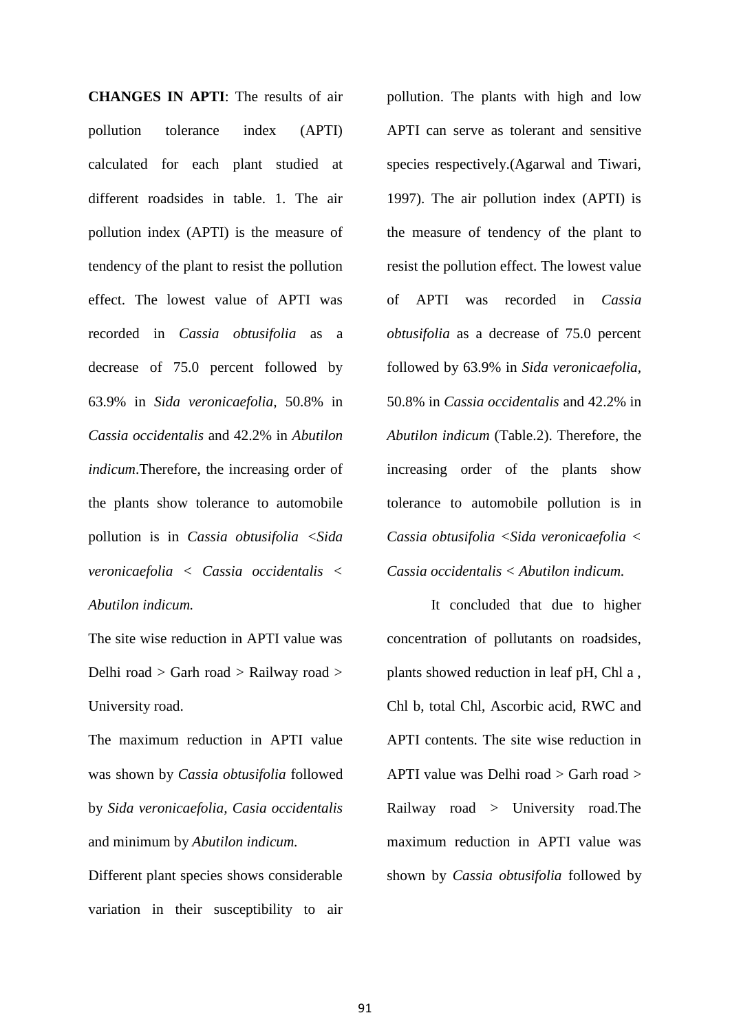**CHANGES IN APTI**: The results of air pollution tolerance index (APTI) calculated for each plant studied at different roadsides in table. 1. The air pollution index (APTI) is the measure of tendency of the plant to resist the pollution effect. The lowest value of APTI was recorded in *Cassia obtusifolia* as a decrease of 75.0 percent followed by 63.9% in *Sida veronicaefolia,* 50.8% in *Cassia occidentalis* and 42.2% in *Abutilon indicum*.Therefore, the increasing order of the plants show tolerance to automobile pollution is in *Cassia obtusifolia <Sida veronicaefolia < Cassia occidentalis < Abutilon indicum.*

The site wise reduction in APTI value was Delhi road > Garh road > Railway road > University road.

The maximum reduction in APTI value was shown by *Cassia obtusifolia* followed by *Sida veronicaefolia, Casia occidentalis* and minimum by *Abutilon indicum.*

Different plant species shows considerable variation in their susceptibility to air pollution. The plants with high and low APTI can serve as tolerant and sensitive species respectively.(Agarwal and Tiwari, 1997). The air pollution index (APTI) is the measure of tendency of the plant to resist the pollution effect. The lowest value of APTI was recorded in *Cassia obtusifolia* as a decrease of 75.0 percent followed by 63.9% in *Sida veronicaefolia*, 50.8% in *Cassia occidentalis* and 42.2% in *Abutilon indicum* (Table.2). Therefore, the increasing order of the plants show tolerance to automobile pollution is in *Cassia obtusifolia <Sida veronicaefolia < Cassia occidentalis < Abutilon indicum.*

It concluded that due to higher concentration of pollutants on roadsides, plants showed reduction in leaf pH, Chl a , Chl b, total Chl, Ascorbic acid, RWC and APTI contents. The site wise reduction in APTI value was Delhi road > Garh road > Railway road > University road.The maximum reduction in APTI value was shown by *Cassia obtusifolia* followed by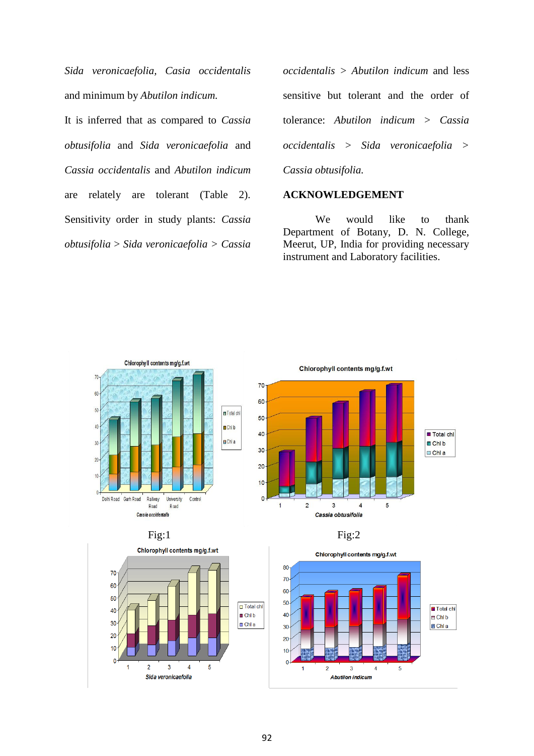*Sida veronicaefolia*, *Casia occidentalis* and minimum by *Abutilon indicum.*

It is inferred that as compared to *Cassia obtusifolia* and *Sida veronicaefolia* and *Cassia occidentalis* and *Abutilon indicum* are relately are tolerant (Table 2). Sensitivity order in study plants: *Cassia obtusifolia* > *Sida veronicaefolia* > *Cassia occidentalis* > *Abutilon indicum* and less sensitive but tolerant and the order of tolerance: *Abutilon indicum* > *Cassia occidentalis* > *Sida veronicaefolia* > *Cassia obtusifolia.*

## ACKNOWLEDGEMENT

We would like to thank Department of Botany, D. N. College, Meerut, UP, India for providing necessary instrument and Laboratory facilities.

Fig:1

Fig:2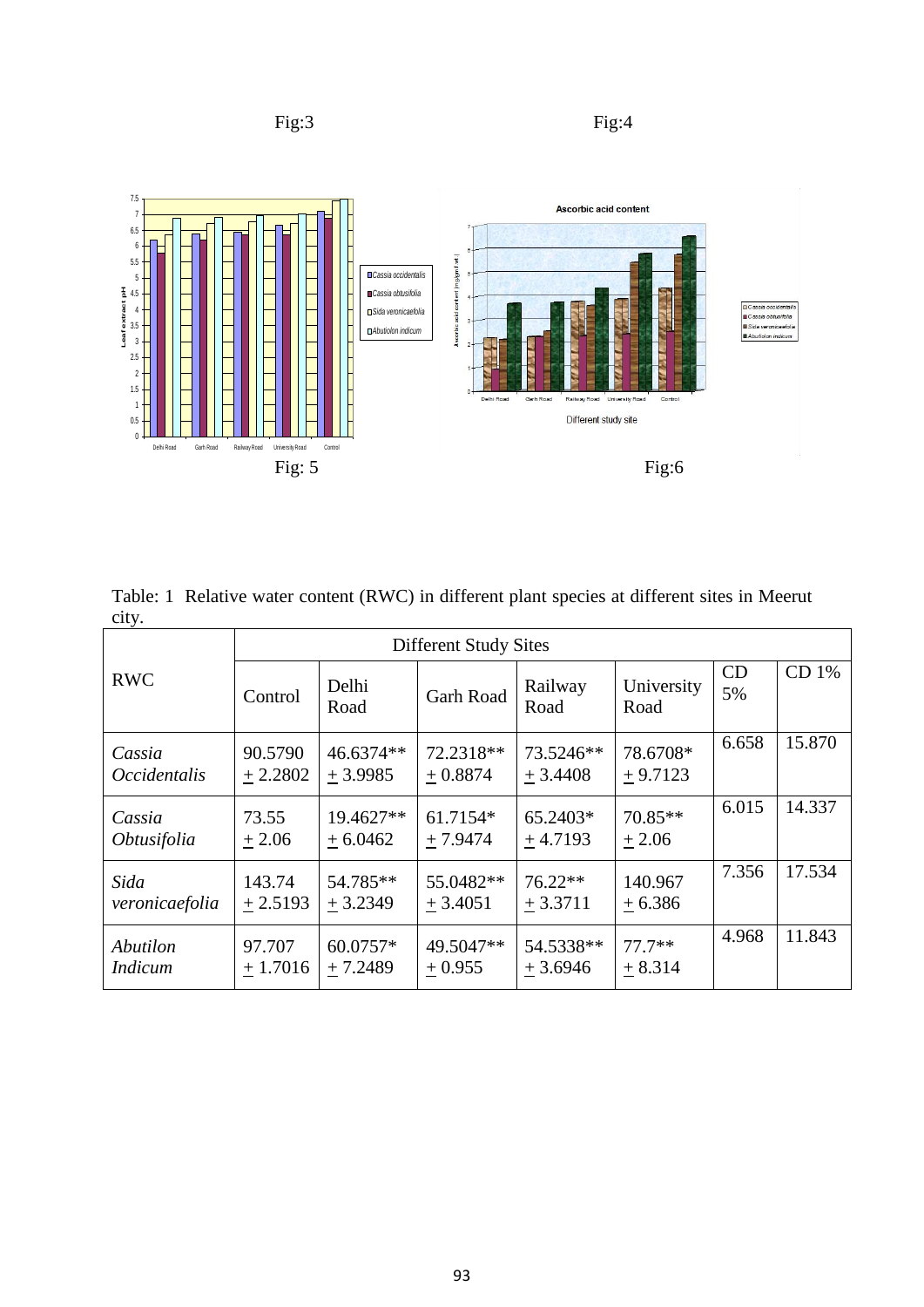Fig:3

Fig:4

Fig: 5

Fig:6

Table: 1 Relative water content (RWC) in different plant species at different sites in Meerut city.

| RWC | Different Study Sites | | | | | | |
|---|---|---|---|---|---|---|---|
| | Control | Delhi Road | Garh Road | Railway Road | University Road | CD 5% | CD 1% |
| *Cassia Occidentalis* | 90.5790 ± 2.2802 | 46.6374** ± 3.9985 | 72.2318** ± 0.8874 | 73.5246** ± 3.4408 | 78.6708* ± 9.7123 | 6.658 | 15.870 |
| *Cassia Obtusifolia* | 73.55 ± 2.06 | 19.4627** ± 6.0462 | 61.7154* ± 7.9474 | 65.2403* ± 4.7193 | 70.85** ± 2.06 | 6.015 | 14.337 |
| *Sida veronicaefolia* | 143.74 ± 2.5193 | 54.785** ± 3.2349 | 55.0482** ± 3.4051 | 76.22** ± 3.3711 | 140.967 ± 6.386 | 7.356 | 17.534 |
| *Abutilon Indicum* | 97.707 ± 1.7016 | 60.0757* ± 7.2489 | 49.5047** ± 0.955 | 54.5338** ± 3.6946 | 77.7** ± 8.314 | 4.968 | 11.843 |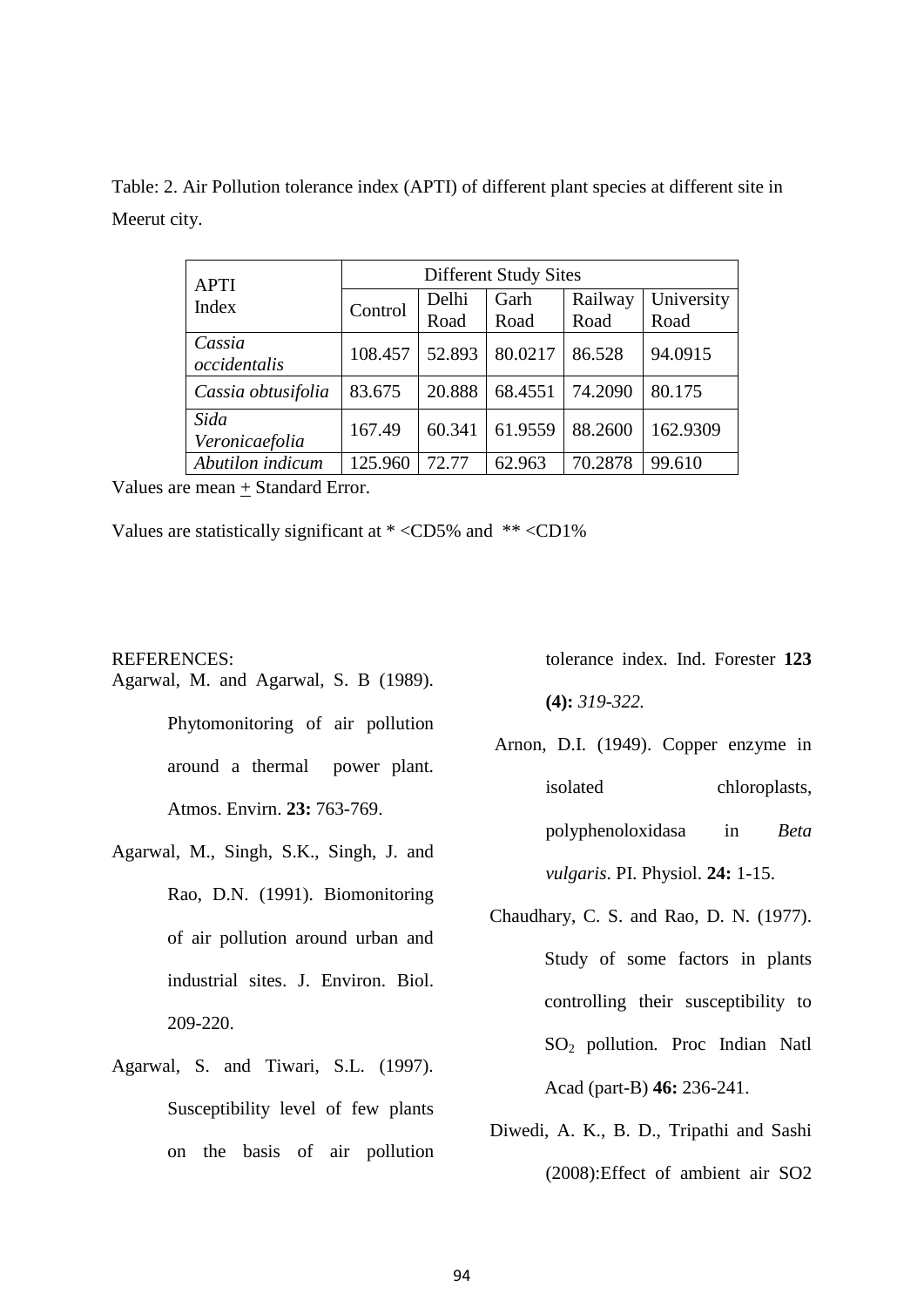Table: 2. Air Pollution tolerance index (APTI) of different plant species at different site in Meerut city.

| APTI Index | Different Study Sites | | | | |
|---|---|---|---|---|---|
| | Control | Delhi Road | Garh Road | Railway Road | University Road |
| *Cassia occidentalis* | 108.457 | 52.893 | 80.0217 | 86.528 | 94.0915 |
| *Cassia obtusifolia* | 83.675 | 20.888 | 68.4551 | 74.2090 | 80.175 |
| *Sida Veronicaefolia* | 167.49 | 60.341 | 61.9559 | 88.2600 | 162.9309 |
| *Abutilon indicum* | 125.960 | 72.77 | 62.963 | 70.2878 | 99.610 |

Values are mean ± Standard Error.

Values are statistically significant at * <CD5% and ** <CD1%

REFERENCES:

Agarwal, M. and Agarwal, S. B (1989). Phytomonitoring of air pollution around a thermal power plant. Atmos. Envirn. **23:** 763-769.

Agarwal, M., Singh, S.K., Singh, J. and Rao, D.N. (1991). Biomonitoring of air pollution around urban and industrial sites. J. Environ. Biol. 209-220.

Agarwal, S. and Tiwari, S.L. (1997). Susceptibility level of few plants on the basis of air pollution tolerance index. Ind. Forester **123 (4):** *319-322.*

Arnon, D.I. (1949). Copper enzyme in isolated chloroplasts, polyphenoloxidasa in *Beta vulgaris*. PI. Physiol. **24:** 1-15.

Chaudhary, C. S. and Rao, D. N. (1977). Study of some factors in plants controlling their susceptibility to $SO_2$ pollution. Proc Indian Natl Acad (part-B) **46:** 236-241.

Diwedi, A. K., B. D., Tripathi and Sashi (2008):Effect of ambient air SO2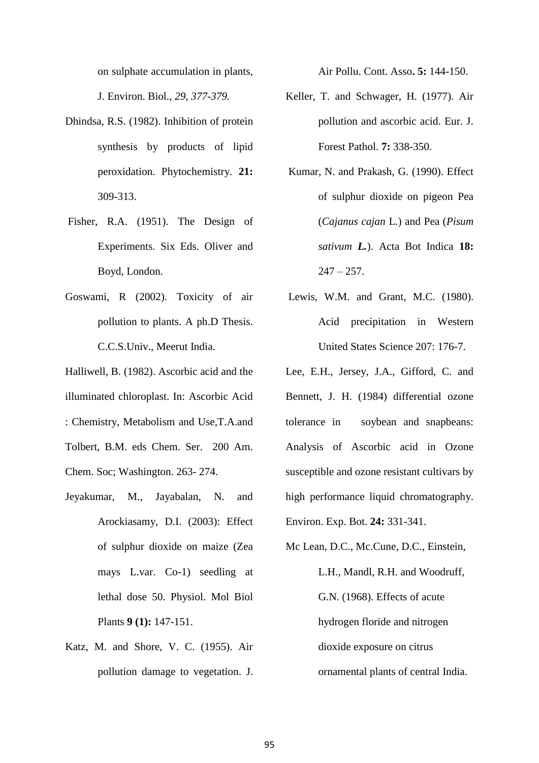on sulphate accumulation in plants, J. Environ. Biol., *29, 377-379.*

Dhindsa, R.S. (1982). Inhibition of protein synthesis by products of lipid peroxidation. Phytochemistry. **21:** 309-313.

Fisher, R.A. (1951). The Design of Experiments. Six Eds. Oliver and Boyd, London.

Goswami, R (2002). Toxicity of air pollution to plants. A ph.D Thesis. C.C.S.Univ., Meerut India.

Halliwell, B. (1982). Ascorbic acid and the illuminated chloroplast. In: Ascorbic Acid : Chemistry, Metabolism and Use,T.A.and Tolbert, B.M. eds Chem. Ser. 200 Am. Chem. Soc; Washington. 263- 274.

Jeyakumar, M., Jayabalan, N. and Arockiasamy, D.I. (2003): Effect of sulphur dioxide on maize (Zea mays L.var. Co-1) seedling at lethal dose 50. Physiol. Mol Biol Plants **9 (1):** 147-151.

Katz, M. and Shore, V. C. (1955). Air pollution damage to vegetation. J. Air Pollu. Cont. Asso**. 5:** 144-150.

Keller, T. and Schwager, H. (1977). Air pollution and ascorbic acid. Eur. J. Forest Pathol. **7:** 338-350.

Kumar, N. and Prakash, G. (1990). Effect of sulphur dioxide on pigeon Pea (*Cajanus cajan* L.) and Pea (*Pisum sativum **L.***). Acta Bot Indica **18:** 247 – 257.

Lewis, W.M. and Grant, M.C. (1980). Acid precipitation in Western United States Science 207: 176-7.

Lee, E.H., Jersey, J.A., Gifford, C. and Bennett, J. H. (1984) differential ozone tolerance in soybean and snapbeans: Analysis of Ascorbic acid in Ozone susceptible and ozone resistant cultivars by high performance liquid chromatography. Environ. Exp. Bot. **24:** 331-341.

Mc Lean, D.C., Mc.Cune, D.C., Einstein, L.H., Mandl, R.H. and Woodruff, G.N. (1968). Effects of acute hydrogen floride and nitrogen dioxide exposure on citrus ornamental plants of central India.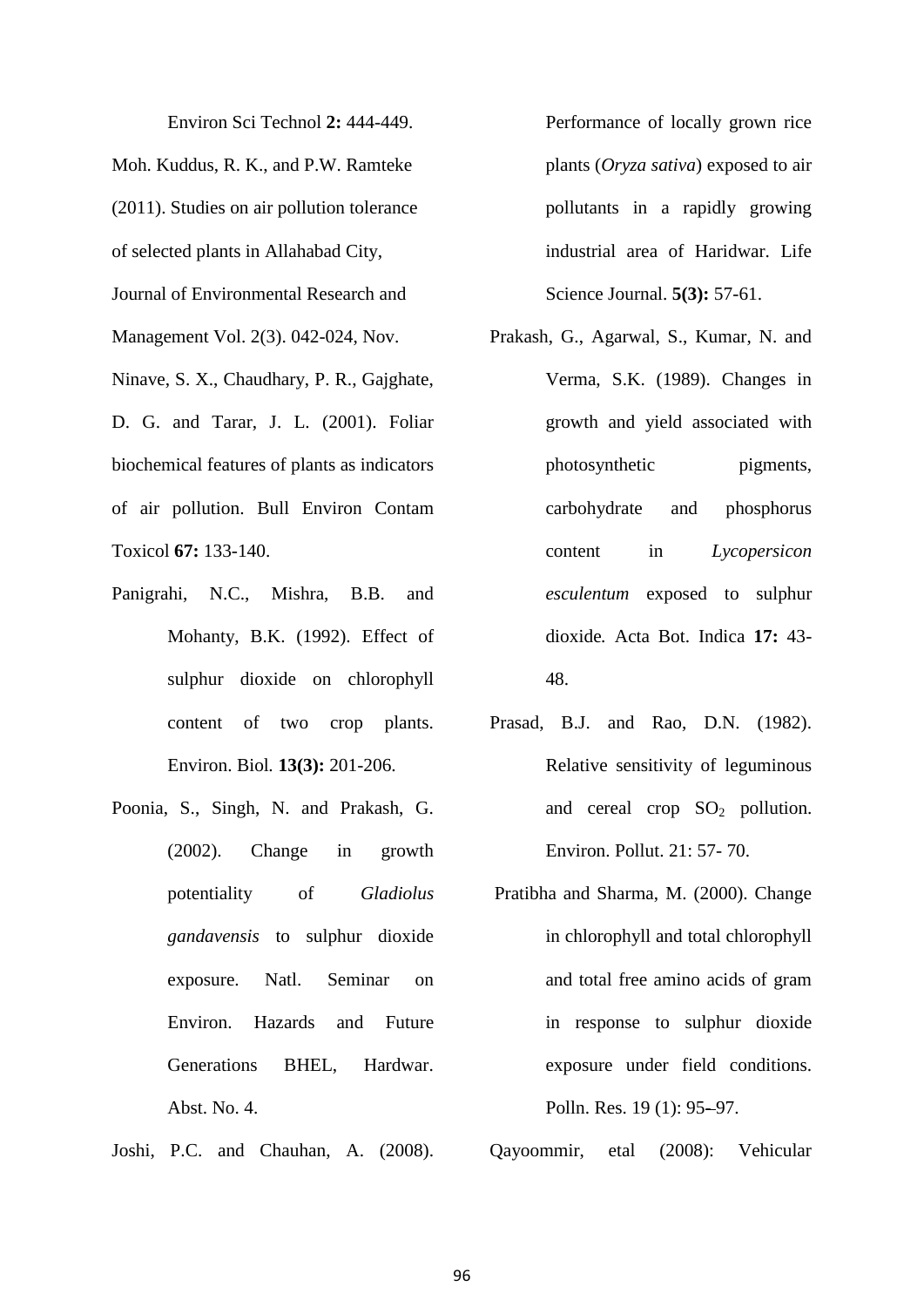Environ Sci Technol **2:** 444-449.

Moh. Kuddus, R. K., and P.W. Ramteke (2011). Studies on air pollution tolerance of selected plants in Allahabad City, Journal of Environmental Research and Management Vol. 2(3). 042-024, Nov.

Ninave, S. X., Chaudhary, P. R., Gajghate, D. G. and Tarar, J. L. (2001). Foliar biochemical features of plants as indicators of air pollution. Bull Environ Contam Toxicol **67:** 133-140.

Panigrahi, N.C., Mishra, B.B. and Mohanty, B.K. (1992). Effect of sulphur dioxide on chlorophyll content of two crop plants. Environ. Biol. **13(3):** 201-206.

Poonia, S., Singh, N. and Prakash, G. (2002). Change in growth potentiality of *Gladiolus gandavensis* to sulphur dioxide exposure. Natl. Seminar on Environ. Hazards and Future Generations BHEL, Hardwar. Abst. No. 4.

Joshi, P.C. and Chauhan, A. (2008). Performance of locally grown rice plants (*Oryza sativa*) exposed to air pollutants in a rapidly growing industrial area of Haridwar. Life Science Journal. **5(3):** 57-61.

Prakash, G., Agarwal, S., Kumar, N. and Verma, S.K. (1989). Changes in growth and yield associated with photosynthetic pigments, carbohydrate and phosphorus content in *Lycopersicon esculentum* exposed to sulphur dioxide. Acta Bot. Indica **17:** 43-48.

Prasad, B.J. and Rao, D.N. (1982). Relative sensitivity of leguminous and cereal crop $SO_2$ pollution. Environ. Pollut. 21: 57- 70.

Pratibha and Sharma, M. (2000). Change in chlorophyll and total chlorophyll and total free amino acids of gram in response to sulphur dioxide exposure under field conditions. Polln. Res. 19 (1): 95–97.

Qayoommir, etal (2008): Vehicular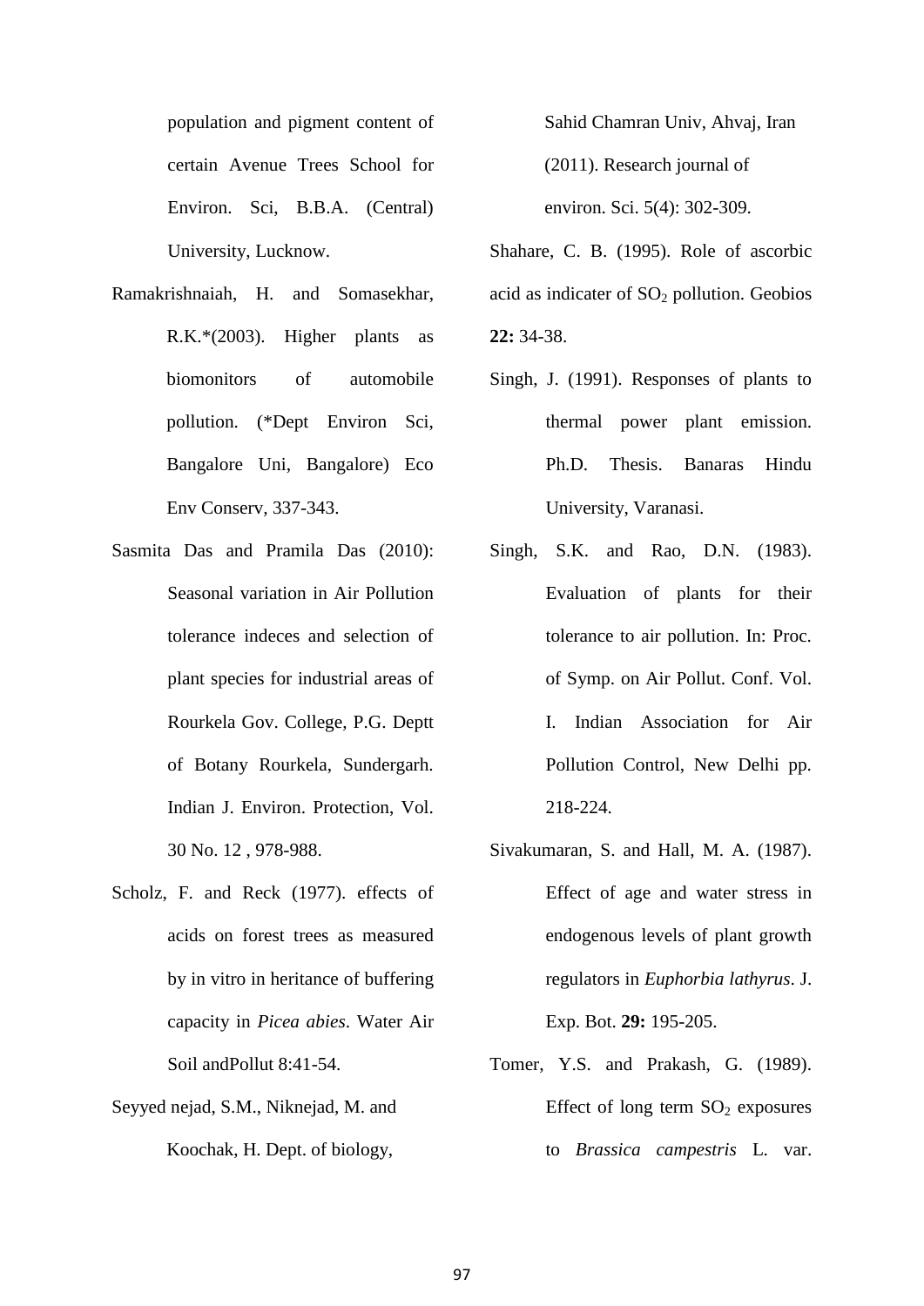population and pigment content of certain Avenue Trees School for Environ. Sci, B.B.A. (Central) University, Lucknow.

Ramakrishnaiah, H. and Somasekhar, R.K.*(2003). Higher plants as biomonitors of automobile pollution. (*Dept Environ Sci, Bangalore Uni, Bangalore) Eco Env Conserv, 337-343.

Sasmita Das and Pramila Das (2010): Seasonal variation in Air Pollution tolerance indeces and selection of plant species for industrial areas of Rourkela Gov. College, P.G. Deptt of Botany Rourkela, Sundergarh. Indian J. Environ. Protection, Vol. 30 No. 12 , 978-988.

Scholz, F. and Reck (1977). effects of acids on forest trees as measured by in vitro in heritance of buffering capacity in *Picea abies*. Water Air Soil andPollut 8:41-54.

Seyyed nejad, S.M., Niknejad, M. and Koochak, H. Dept. of biology, Sahid Chamran Univ, Ahvaj, Iran (2011). Research journal of environ. Sci. 5(4): 302-309.

Shahare, C. B. (1995). Role of ascorbic acid as indicater of $SO_2$ pollution. Geobios **22:** 34-38.

Singh, J. (1991). Responses of plants to thermal power plant emission. Ph.D. Thesis. Banaras Hindu University, Varanasi.

Singh, S.K. and Rao, D.N. (1983). Evaluation of plants for their tolerance to air pollution. In: Proc. of Symp. on Air Pollut. Conf. Vol. I. Indian Association for Air Pollution Control, New Delhi pp. 218-224.

Sivakumaran, S. and Hall, M. A. (1987). Effect of age and water stress in endogenous levels of plant growth regulators in *Euphorbia lathyrus*. J. Exp. Bot. **29:** 195-205.

Tomer, Y.S. and Prakash, G. (1989). Effect of long term $SO_2$ exposures to *Brassica campestris* L. var.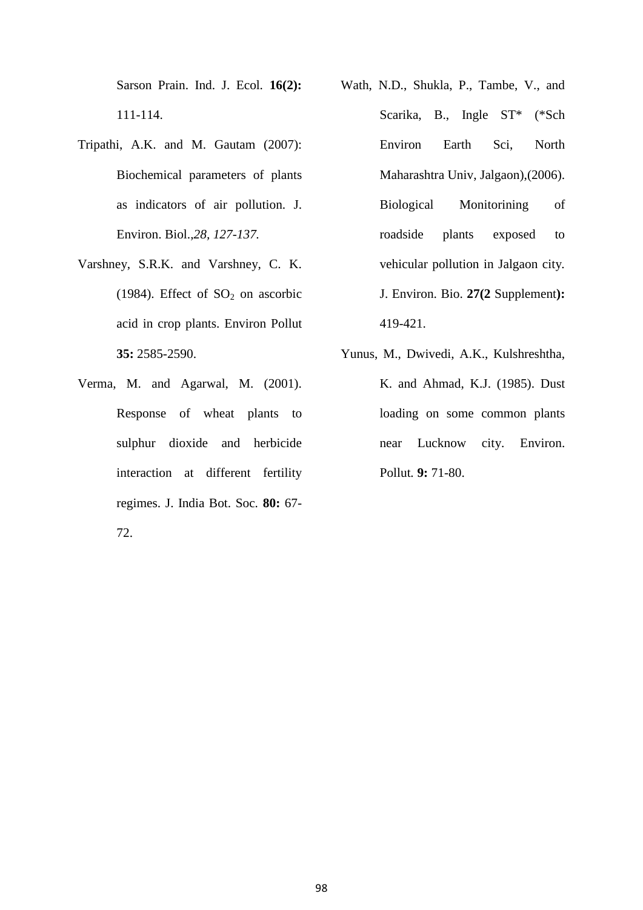Sarson Prain. Ind. J. Ecol. **16(2):** 111-114.

Tripathi, A.K. and M. Gautam (2007): Biochemical parameters of plants as indicators of air pollution. J. Environ. Biol.,*28, 127-137.*

Varshney, S.R.K. and Varshney, C. K. (1984). Effect of $SO_2$ on ascorbic acid in crop plants. Environ Pollut **35:** 2585-2590.

Verma, M. and Agarwal, M. (2001). Response of wheat plants to sulphur dioxide and herbicide interaction at different fertility regimes. J. India Bot. Soc. **80:** 67-72.

Wath, N.D., Shukla, P., Tambe, V., and Scarika, B., Ingle ST* (*Sch Environ Earth Sci, North Maharashtra Univ, Jalgaon),(2006). Biological Monitorining of roadside plants exposed to vehicular pollution in Jalgaon city. J. Environ. Bio. **27(2** Supplement**):** 419-421.

Yunus, M., Dwivedi, A.K., Kulshreshtha, K. and Ahmad, K.J. (1985). Dust loading on some common plants near Lucknow city. Environ. Pollut. **9:** 71-80.